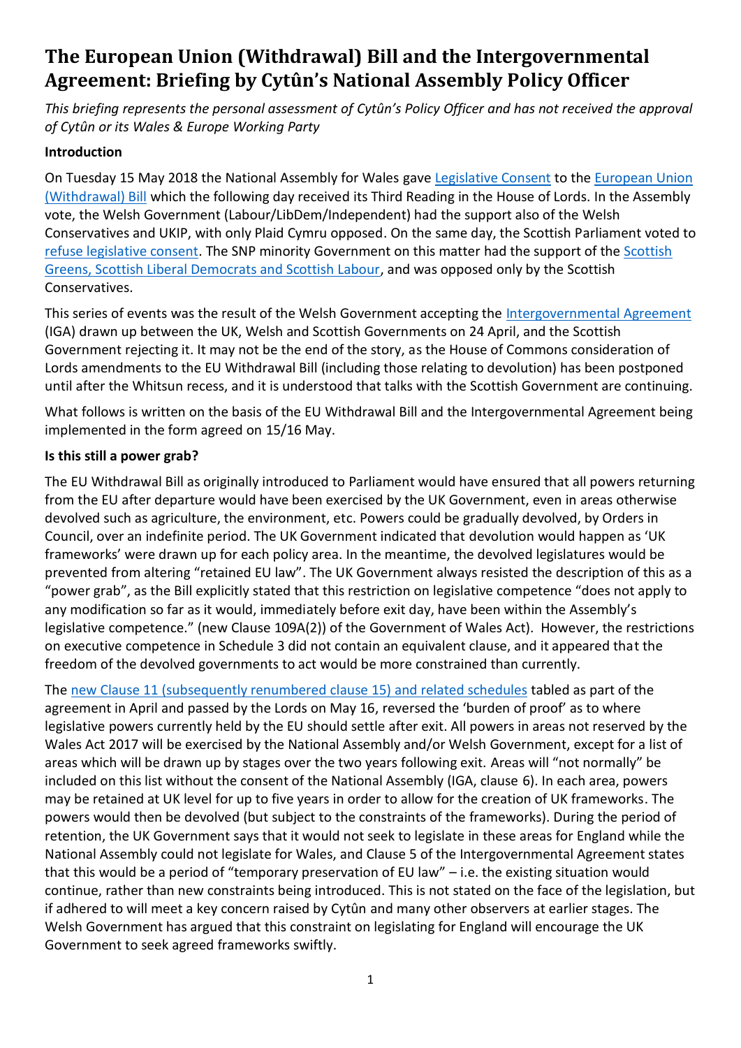# The European Union (Withdrawal) Bill and the Intergovernmental Agreement: Briefing by Cytûn's National Assembly Policy Officer

*This briefing represents the personal assessment of Cytûn's Policy Officer and has not received the approval of Cytûn or its Wales & Europe Working Party*

**Introduction**

On Tuesday 15 May 2018 the National Assembly for Wales gave Legislative Consent to the European Union (Withdrawal) Bill which the following day received its Third Reading in the House of Lords. In the Assembly vote, the Welsh Government (Labour/LibDem/Independent) had the support also of the Welsh Conservatives and UKIP, with only Plaid Cymru opposed. On the same day, the Scottish Parliament voted to refuse legislative consent. The SNP minority Government on this matter had the support of the Scottish Greens, Scottish Liberal Democrats and Scottish Labour, and was opposed only by the Scottish Conservatives.

This series of events was the result of the Welsh Government accepting the Intergovernmental Agreement (IGA) drawn up between the UK, Welsh and Scottish Governments on 24 April, and the Scottish Government rejecting it. It may not be the end of the story, as the House of Commons consideration of Lords amendments to the EU Withdrawal Bill (including those relating to devolution) has been postponed until after the Whitsun recess, and it is understood that talks with the Scottish Government are continuing.

What follows is written on the basis of the EU Withdrawal Bill and the Intergovernmental Agreement being implemented in the form agreed on 15/16 May.

**Is this still a power grab?**

The EU Withdrawal Bill as originally introduced to Parliament would have ensured that all powers returning from the EU after departure would have been exercised by the UK Government, even in areas otherwise devolved such as agriculture, the environment, etc. Powers could be gradually devolved, by Orders in Council, over an indefinite period. The UK Government indicated that devolution would happen as 'UK frameworks' were drawn up for each policy area. In the meantime, the devolved legislatures would be prevented from altering "retained EU law". The UK Government always resisted the description of this as a "power grab", as the Bill explicitly stated that this restriction on legislative competence "does not apply to any modification so far as it would, immediately before exit day, have been within the Assembly's legislative competence." (new Clause 109A(2)) of the Government of Wales Act). However, the restrictions on executive competence in Schedule 3 did not contain an equivalent clause, and it appeared that the freedom of the devolved governments to act would be more constrained than currently.

The new Clause 11 (subsequently renumbered clause 15) and related schedules tabled as part of the agreement in April and passed by the Lords on May 16, reversed the 'burden of proof' as to where legislative powers currently held by the EU should settle after exit. All powers in areas not reserved by the Wales Act 2017 will be exercised by the National Assembly and/or Welsh Government, except for a list of areas which will be drawn up by stages over the two years following exit. Areas will "not normally" be included on this list without the consent of the National Assembly (IGA, clause 6). In each area, powers may be retained at UK level for up to five years in order to allow for the creation of UK frameworks. The powers would then be devolved (but subject to the constraints of the frameworks). During the period of retention, the UK Government says that it would not seek to legislate in these areas for England while the National Assembly could not legislate for Wales, and Clause 5 of the Intergovernmental Agreement states that this would be a period of "temporary preservation of EU law" – i.e. the existing situation would continue, rather than new constraints being introduced. This is not stated on the face of the legislation, but if adhered to will meet a key concern raised by Cytûn and many other observers at earlier stages. The Welsh Government has argued that this constraint on legislating for England will encourage the UK Government to seek agreed frameworks swiftly.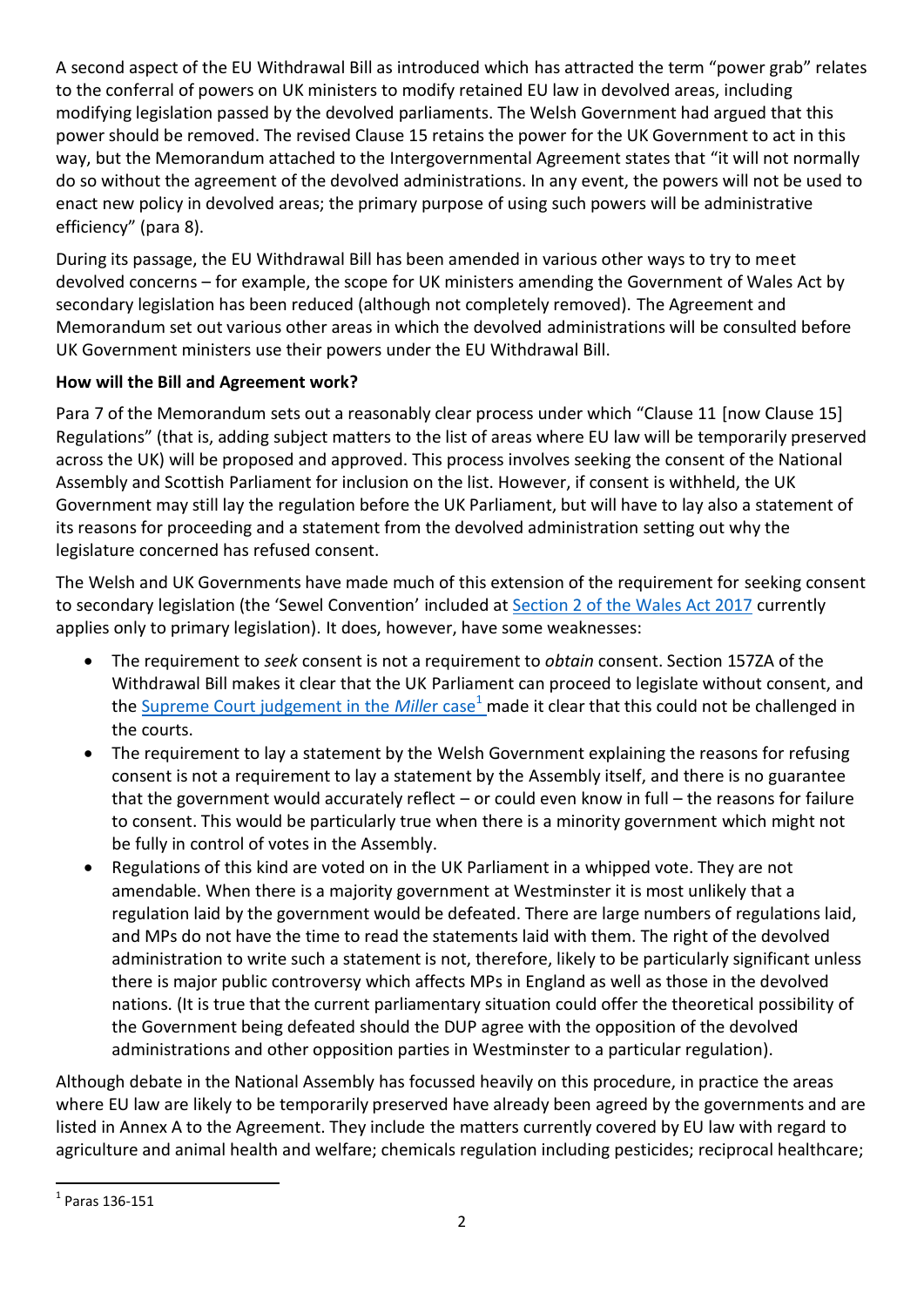A second aspect of the EU Withdrawal Bill as introduced which has attracted the term "power grab" relates to the conferral of powers on UK ministers to modify retained EU law in devolved areas, including modifying legislation passed by the devolved parliaments. The Welsh Government had argued that this power should be removed. The revised Clause 15 retains the power for the UK Government to act in this way, but the Memorandum attached to the Intergovernmental Agreement states that "it will not normally do so without the agreement of the devolved administrations. In any event, the powers will not be used to enact new policy in devolved areas; the primary purpose of using such powers will be administrative efficiency" (para 8).

During its passage, the EU Withdrawal Bill has been amended in various other ways to try to meet devolved concerns – for example, the scope for UK ministers amending the Government of Wales Act by secondary legislation has been reduced (although not completely removed). The Agreement and Memorandum set out various other areas in which the devolved administrations will be consulted before UK Government ministers use their powers under the EU Withdrawal Bill.

**How will the Bill and Agreement work?**

Para 7 of the Memorandum sets out a reasonably clear process under which "Clause 11 [now Clause 15] Regulations" (that is, adding subject matters to the list of areas where EU law will be temporarily preserved across the UK) will be proposed and approved. This process involves seeking the consent of the National Assembly and Scottish Parliament for inclusion on the list. However, if consent is withheld, the UK Government may still lay the regulation before the UK Parliament, but will have to lay also a statement of its reasons for proceeding and a statement from the devolved administration setting out why the legislature concerned has refused consent.

The Welsh and UK Governments have made much of this extension of the requirement for seeking consent to secondary legislation (the 'Sewel Convention' included at Section 2 of the Wales Act 2017 currently applies only to primary legislation). It does, however, have some weaknesses:

- The requirement to *seek* consent is not a requirement to *obtain* consent. Section 157ZA of the Withdrawal Bill makes it clear that the UK Parliament can proceed to legislate without consent, and the Supreme Court judgement in the *Miller* case[1] made it clear that this could not be challenged in the courts.
- The requirement to lay a statement by the Welsh Government explaining the reasons for refusing consent is not a requirement to lay a statement by the Assembly itself, and there is no guarantee that the government would accurately reflect – or could even know in full – the reasons for failure to consent. This would be particularly true when there is a minority government which might not be fully in control of votes in the Assembly.
- Regulations of this kind are voted on in the UK Parliament in a whipped vote. They are not amendable. When there is a majority government at Westminster it is most unlikely that a regulation laid by the government would be defeated. There are large numbers of regulations laid, and MPs do not have the time to read the statements laid with them. The right of the devolved administration to write such a statement is not, therefore, likely to be particularly significant unless there is major public controversy which affects MPs in England as well as those in the devolved nations. (It is true that the current parliamentary situation could offer the theoretical possibility of the Government being defeated should the DUP agree with the opposition of the devolved administrations and other opposition parties in Westminster to a particular regulation).

Although debate in the National Assembly has focussed heavily on this procedure, in practice the areas where EU law are likely to be temporarily preserved have already been agreed by the governments and are listed in Annex A to the Agreement. They include the matters currently covered by EU law with regard to agriculture and animal health and welfare; chemicals regulation including pesticides; reciprocal healthcare;

[1] Paras 136-151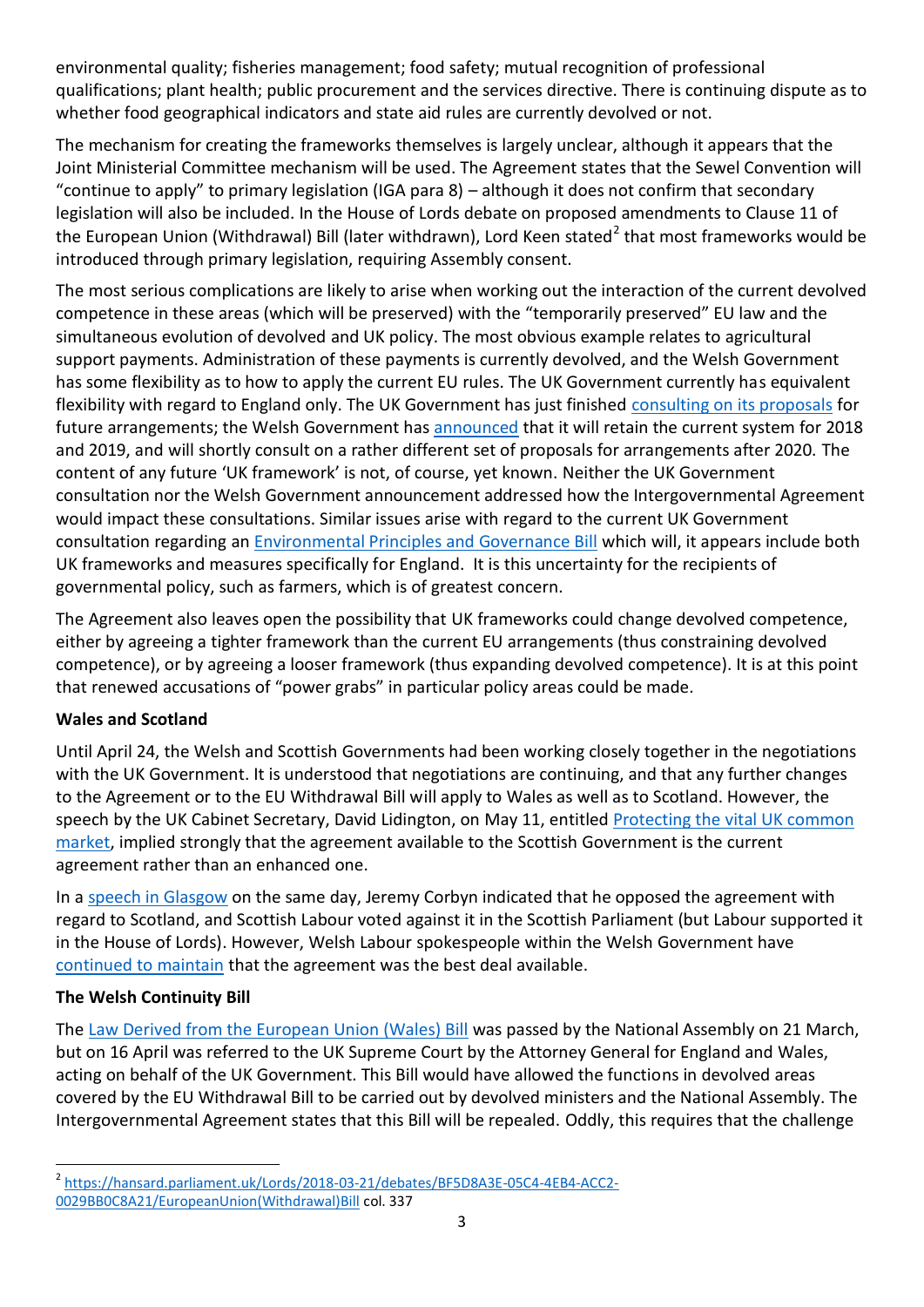environmental quality; fisheries management; food safety; mutual recognition of professional qualifications; plant health; public procurement and the services directive. There is continuing dispute as to whether food geographical indicators and state aid rules are currently devolved or not.

The mechanism for creating the frameworks themselves is largely unclear, although it appears that the Joint Ministerial Committee mechanism will be used. The Agreement states that the Sewel Convention will "continue to apply" to primary legislation (IGA para 8) – although it does not confirm that secondary legislation will also be included. In the House of Lords debate on proposed amendments to Clause 11 of the European Union (Withdrawal) Bill (later withdrawn), Lord Keen stated[2] that most frameworks would be introduced through primary legislation, requiring Assembly consent.

The most serious complications are likely to arise when working out the interaction of the current devolved competence in these areas (which will be preserved) with the "temporarily preserved" EU law and the simultaneous evolution of devolved and UK policy. The most obvious example relates to agricultural support payments. Administration of these payments is currently devolved, and the Welsh Government has some flexibility as to how to apply the current EU rules. The UK Government currently has equivalent flexibility with regard to England only. The UK Government has just finished consulting on its proposals for future arrangements; the Welsh Government has announced that it will retain the current system for 2018 and 2019, and will shortly consult on a rather different set of proposals for arrangements after 2020. The content of any future 'UK framework' is not, of course, yet known. Neither the UK Government consultation nor the Welsh Government announcement addressed how the Intergovernmental Agreement would impact these consultations. Similar issues arise with regard to the current UK Government consultation regarding an Environmental Principles and Governance Bill which will, it appears include both UK frameworks and measures specifically for England. It is this uncertainty for the recipients of governmental policy, such as farmers, which is of greatest concern.

The Agreement also leaves open the possibility that UK frameworks could change devolved competence, either by agreeing a tighter framework than the current EU arrangements (thus constraining devolved competence), or by agreeing a looser framework (thus expanding devolved competence). It is at this point that renewed accusations of "power grabs" in particular policy areas could be made.

**Wales and Scotland**

Until April 24, the Welsh and Scottish Governments had been working closely together in the negotiations with the UK Government. It is understood that negotiations are continuing, and that any further changes to the Agreement or to the EU Withdrawal Bill will apply to Wales as well as to Scotland. However, the speech by the UK Cabinet Secretary, David Lidington, on May 11, entitled Protecting the vital UK common market, implied strongly that the agreement available to the Scottish Government is the current agreement rather than an enhanced one.

In a speech in Glasgow on the same day, Jeremy Corbyn indicated that he opposed the agreement with regard to Scotland, and Scottish Labour voted against it in the Scottish Parliament (but Labour supported it in the House of Lords). However, Welsh Labour spokespeople within the Welsh Government have continued to maintain that the agreement was the best deal available.

**The Welsh Continuity Bill**

The Law Derived from the European Union (Wales) Bill was passed by the National Assembly on 21 March, but on 16 April was referred to the UK Supreme Court by the Attorney General for England and Wales, acting on behalf of the UK Government. This Bill would have allowed the functions in devolved areas covered by the EU Withdrawal Bill to be carried out by devolved ministers and the National Assembly. The Intergovernmental Agreement states that this Bill will be repealed. Oddly, this requires that the challenge

[2] https://hansard.parliament.uk/Lords/2018-03-21/debates/BF5D8A3E-05C4-4EB4-ACC2-0029BB0C8A21/EuropeanUnion(Withdrawal)Bill col. 337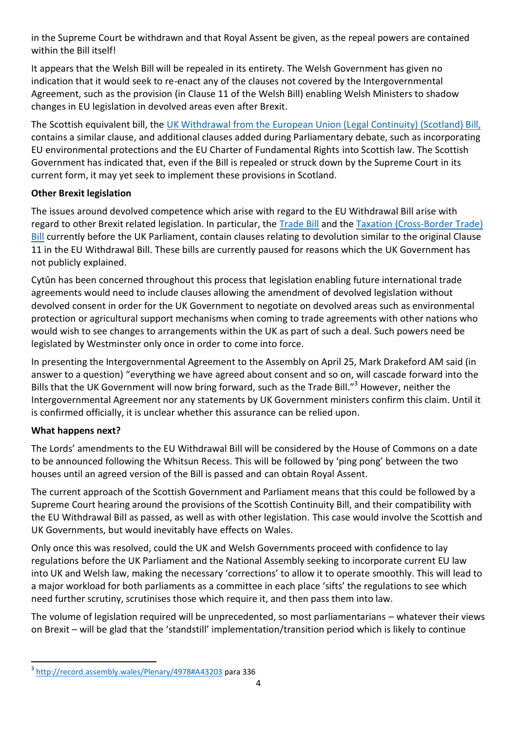in the Supreme Court be withdrawn and that Royal Assent be given, as the repeal powers are contained within the Bill itself!

It appears that the Welsh Bill will be repealed in its entirety. The Welsh Government has given no indication that it would seek to re-enact any of the clauses not covered by the Intergovernmental Agreement, such as the provision (in Clause 11 of the Welsh Bill) enabling Welsh Ministers to shadow changes in EU legislation in devolved areas even after Brexit.

The Scottish equivalent bill, the UK Withdrawal from the European Union (Legal Continuity) (Scotland) Bill, contains a similar clause, and additional clauses added during Parliamentary debate, such as incorporating EU environmental protections and the EU Charter of Fundamental Rights into Scottish law. The Scottish Government has indicated that, even if the Bill is repealed or struck down by the Supreme Court in its current form, it may yet seek to implement these provisions in Scotland.

**Other Brexit legislation**

The issues around devolved competence which arise with regard to the EU Withdrawal Bill arise with regard to other Brexit related legislation. In particular, the Trade Bill and the Taxation (Cross-Border Trade) Bill currently before the UK Parliament, contain clauses relating to devolution similar to the original Clause 11 in the EU Withdrawal Bill. These bills are currently paused for reasons which the UK Government has not publicly explained.

Cytûn has been concerned throughout this process that legislation enabling future international trade agreements would need to include clauses allowing the amendment of devolved legislation without devolved consent in order for the UK Government to negotiate on devolved areas such as environmental protection or agricultural support mechanisms when coming to trade agreements with other nations who would wish to see changes to arrangements within the UK as part of such a deal. Such powers need be legislated by Westminster only once in order to come into force.

In presenting the Intergovernmental Agreement to the Assembly on April 25, Mark Drakeford AM said (in answer to a question) "everything we have agreed about consent and so on, will cascade forward into the Bills that the UK Government will now bring forward, such as the Trade Bill."[3] However, neither the Intergovernmental Agreement nor any statements by UK Government ministers confirm this claim. Until it is confirmed officially, it is unclear whether this assurance can be relied upon.

**What happens next?**

The Lords' amendments to the EU Withdrawal Bill will be considered by the House of Commons on a date to be announced following the Whitsun Recess. This will be followed by 'ping pong' between the two houses until an agreed version of the Bill is passed and can obtain Royal Assent.

The current approach of the Scottish Government and Parliament means that this could be followed by a Supreme Court hearing around the provisions of the Scottish Continuity Bill, and their compatibility with the EU Withdrawal Bill as passed, as well as with other legislation. This case would involve the Scottish and UK Governments, but would inevitably have effects on Wales.

Only once this was resolved, could the UK and Welsh Governments proceed with confidence to lay regulations before the UK Parliament and the National Assembly seeking to incorporate current EU law into UK and Welsh law, making the necessary 'corrections' to allow it to operate smoothly. This will lead to a major workload for both parliaments as a committee in each place 'sifts' the regulations to see which need further scrutiny, scrutinises those which require it, and then pass them into law.

The volume of legislation required will be unprecedented, so most parliamentarians – whatever their views on Brexit – will be glad that the 'standstill' implementation/transition period which is likely to continue

---

[3] http://record.assembly.wales/Plenary/4978#A43203 para 336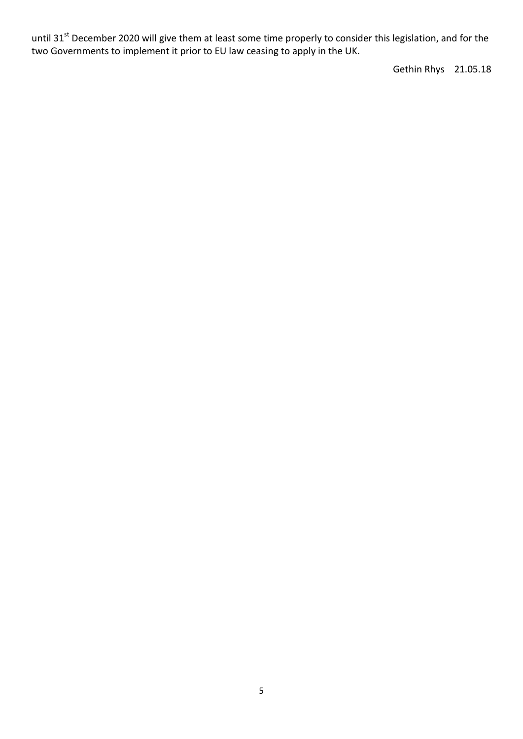until 31st December 2020 will give them at least some time properly to consider this legislation, and for the two Governments to implement it prior to EU law ceasing to apply in the UK.

Gethin Rhys 21.05.18